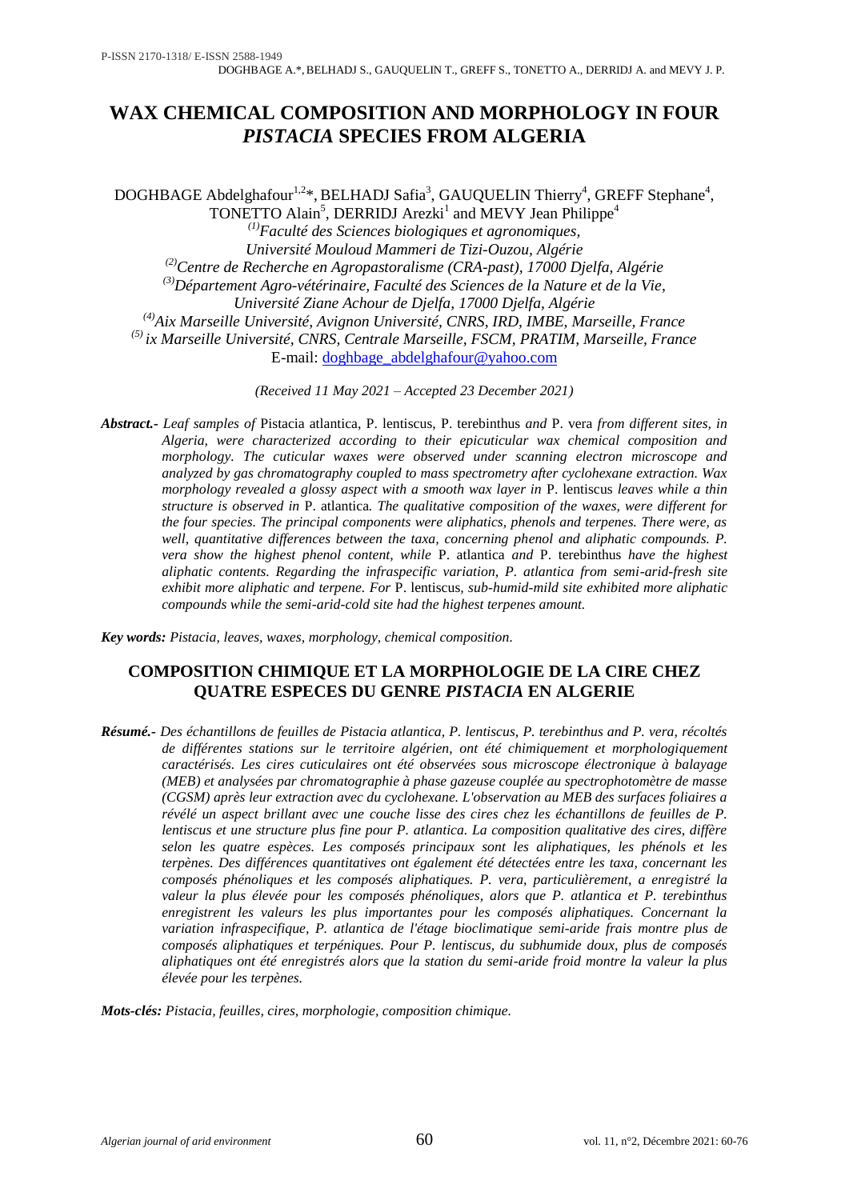# WAX CHEMICAL COMPOSITION AND MORPHOLOGY IN FOUR *PISTACIA* SPECIES FROM ALGERIA

DOGHBAGE Abdelghafour[1,2]*, BELHADJ Safia[3], GAUQUELIN Thierry[4], GREFF Stephane[4], TONETTO Alain[5], DERRIDJ Arezki[1] and MEVY Jean Philippe[4]

*[(1)]Faculté des Sciences biologiques et agronomiques, Université Mouloud Mammeri de Tizi-Ouzou, Algérie*
*[(2)]Centre de Recherche en Agropastoralisme (CRA-past), 17000 Djelfa, Algérie*
*[(3)]Département Agro-vétérinaire, Faculté des Sciences de la Nature et de la Vie, Université Ziane Achour de Djelfa, 17000 Djelfa, Algérie*
*[(4)]Aix Marseille Université, Avignon Université, CNRS, IRD, IMBE, Marseille, France*
*[(5)] ix Marseille Université, CNRS, Centrale Marseille, FSCM, PRATIM, Marseille, France*

E-mail: doghbage_abdelghafour@yahoo.com

*(Received 11 May 2021 – Accepted 23 December 2021)*

***Abstract.-*** *Leaf samples of* Pistacia atlantica, P. lentiscus, P. terebinthus *and* P. vera *from different sites, in Algeria, were characterized according to their epicuticular wax chemical composition and morphology. The cuticular waxes were observed under scanning electron microscope and analyzed by gas chromatography coupled to mass spectrometry after cyclohexane extraction. Wax morphology revealed a glossy aspect with a smooth wax layer in* P. lentiscus *leaves while a thin structure is observed in* P. atlantica*. The qualitative composition of the waxes, were different for the four species. The principal components were aliphatics, phenols and terpenes. There were, as well, quantitative differences between the taxa, concerning phenol and aliphatic compounds. P. vera show the highest phenol content, while* P. atlantica *and* P. terebinthus *have the highest aliphatic contents. Regarding the infraspecific variation, P. atlantica from semi-arid-fresh site exhibit more aliphatic and terpene. For* P. lentiscus*, sub-humid-mild site exhibited more aliphatic compounds while the semi-arid-cold site had the highest terpenes amount.*

***Key words:*** *Pistacia, leaves, waxes, morphology, chemical composition.*

## COMPOSITION CHIMIQUE ET LA MORPHOLOGIE DE LA CIRE CHEZ QUATRE ESPECES DU GENRE *PISTACIA* EN ALGERIE

***Résumé.-*** *Des échantillons de feuilles de Pistacia atlantica, P. lentiscus, P. terebinthus and P. vera, récoltés de différentes stations sur le territoire algérien, ont été chimiquement et morphologiquement caractérisés. Les cires cuticulaires ont été observées sous microscope électronique à balayage (MEB) et analysées par chromatographie à phase gazeuse couplée au spectrophotomètre de masse (CGSM) après leur extraction avec du cyclohexane. L'observation au MEB des surfaces foliaires a révélé un aspect brillant avec une couche lisse des cires chez les échantillons de feuilles de P. lentiscus et une structure plus fine pour P. atlantica. La composition qualitative des cires, diffère selon les quatre espèces. Les composés principaux sont les aliphatiques, les phénols et les terpènes. Des différences quantitatives ont également été détectées entre les taxa, concernant les composés phénoliques et les composés aliphatiques. P. vera, particulièrement, a enregistré la valeur la plus élevée pour les composés phénoliques, alors que P. atlantica et P. terebinthus enregistrent les valeurs les plus importantes pour les composés aliphatiques. Concernant la variation infraspecifique, P. atlantica de l'étage bioclimatique semi-aride frais montre plus de composés aliphatiques et terpéniques. Pour P. lentiscus, du subhumide doux, plus de composés aliphatiques ont été enregistrés alors que la station du semi-aride froid montre la valeur la plus élevée pour les terpènes.*

***Mots-clés:*** *Pistacia, feuilles, cires, morphologie, composition chimique.*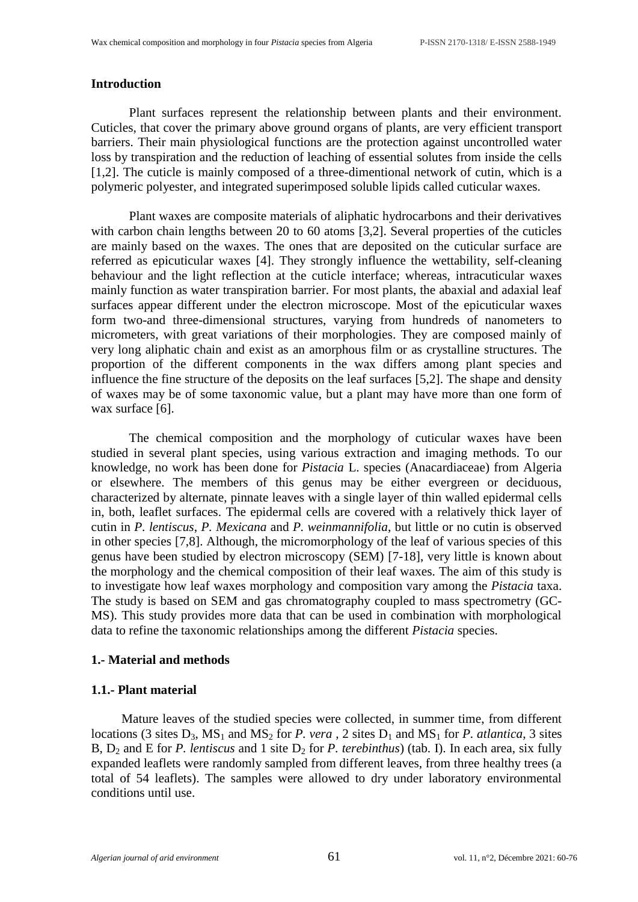## Introduction

Plant surfaces represent the relationship between plants and their environment. Cuticles, that cover the primary above ground organs of plants, are very efficient transport barriers. Their main physiological functions are the protection against uncontrolled water loss by transpiration and the reduction of leaching of essential solutes from inside the cells [1,2]. The cuticle is mainly composed of a three-dimentional network of cutin, which is a polymeric polyester, and integrated superimposed soluble lipids called cuticular waxes.

Plant waxes are composite materials of aliphatic hydrocarbons and their derivatives with carbon chain lengths between 20 to 60 atoms [3,2]. Several properties of the cuticles are mainly based on the waxes. The ones that are deposited on the cuticular surface are referred as epicuticular waxes [4]. They strongly influence the wettability, self-cleaning behaviour and the light reflection at the cuticle interface; whereas, intracuticular waxes mainly function as water transpiration barrier. For most plants, the abaxial and adaxial leaf surfaces appear different under the electron microscope. Most of the epicuticular waxes form two-and three-dimensional structures, varying from hundreds of nanometers to micrometers, with great variations of their morphologies. They are composed mainly of very long aliphatic chain and exist as an amorphous film or as crystalline structures. The proportion of the different components in the wax differs among plant species and influence the fine structure of the deposits on the leaf surfaces [5,2]. The shape and density of waxes may be of some taxonomic value, but a plant may have more than one form of wax surface [6].

The chemical composition and the morphology of cuticular waxes have been studied in several plant species, using various extraction and imaging methods. To our knowledge, no work has been done for *Pistacia* L. species (Anacardiaceae) from Algeria or elsewhere. The members of this genus may be either evergreen or deciduous, characterized by alternate, pinnate leaves with a single layer of thin walled epidermal cells in, both, leaflet surfaces. The epidermal cells are covered with a relatively thick layer of cutin in *P. lentiscus*, *P. Mexicana* and *P. weinmannifolia*, but little or no cutin is observed in other species [7,8]. Although, the micromorphology of the leaf of various species of this genus have been studied by electron microscopy (SEM) [7-18], very little is known about the morphology and the chemical composition of their leaf waxes. The aim of this study is to investigate how leaf waxes morphology and composition vary among the *Pistacia* taxa. The study is based on SEM and gas chromatography coupled to mass spectrometry (GC-MS). This study provides more data that can be used in combination with morphological data to refine the taxonomic relationships among the different *Pistacia* species.

## 1.- Material and methods

### 1.1.- Plant material

Mature leaves of the studied species were collected, in summer time, from different locations (3 sites $D_3$, $MS_1$ and $MS_2$ for *P. vera* , 2 sites $D_1$ and $MS_1$ for *P. atlantica*, 3 sites B, $D_2$ and E for *P. lentiscus* and 1 site $D_2$ for *P. terebinthus*) (tab. I). In each area, six fully expanded leaflets were randomly sampled from different leaves, from three healthy trees (a total of 54 leaflets). The samples were allowed to dry under laboratory environmental conditions until use.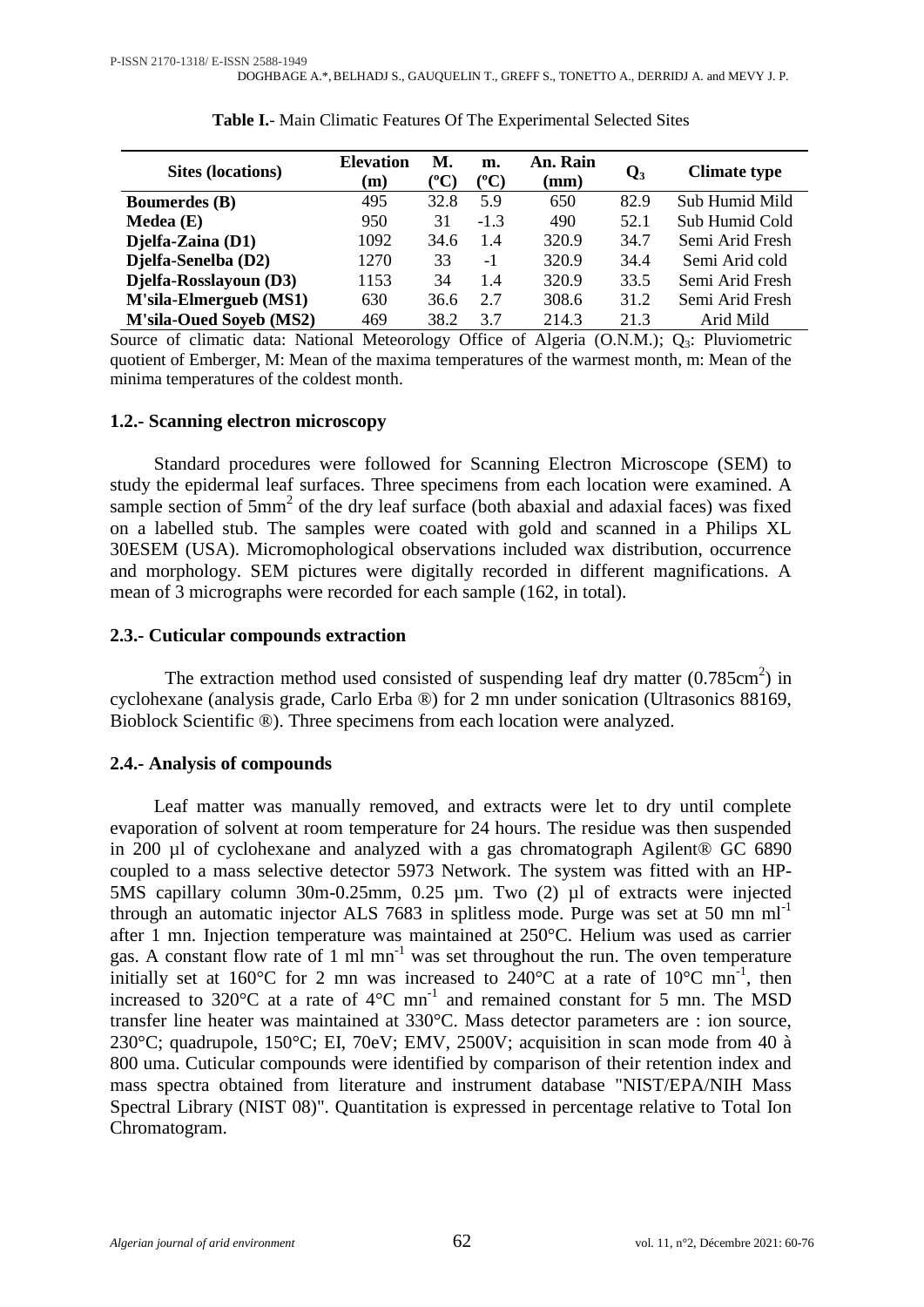**Table I.**- Main Climatic Features Of The Experimental Selected Sites

| Sites (locations) | Elevation (m) | M. (ºC) | m. (ºC) | An. Rain (mm) | $Q_3$ | Climate type |
|---|---|---|---|---|---|---|
| **Boumerdes (B)** | 495 | 32.8 | 5.9 | 650 | 82.9 | Sub Humid Mild |
| **Medea (E)** | 950 | 31 | -1.3 | 490 | 52.1 | Sub Humid Cold |
| **Djelfa-Zaina (D1)** | 1092 | 34.6 | 1.4 | 320.9 | 34.7 | Semi Arid Fresh |
| **Djelfa-Senelba (D2)** | 1270 | 33 | -1 | 320.9 | 34.4 | Semi Arid cold |
| **Djelfa-Rosslayoun (D3)** | 1153 | 34 | 1.4 | 320.9 | 33.5 | Semi Arid Fresh |
| **M'sila-Elmergueb (MS1)** | 630 | 36.6 | 2.7 | 308.6 | 31.2 | Semi Arid Fresh |
| **M'sila-Oued Soyeb (MS2)** | 469 | 38.2 | 3.7 | 214.3 | 21.3 | Arid Mild |

Source of climatic data: National Meteorology Office of Algeria (O.N.M.); $Q_3$: Pluviometric quotient of Emberger, M: Mean of the maxima temperatures of the warmest month, m: Mean of the minima temperatures of the coldest month.

### 1.2.- Scanning electron microscopy

Standard procedures were followed for Scanning Electron Microscope (SEM) to study the epidermal leaf surfaces. Three specimens from each location were examined. A sample section of $5mm^2$ of the dry leaf surface (both abaxial and adaxial faces) was fixed on a labelled stub. The samples were coated with gold and scanned in a Philips XL 30ESEM (USA). Micromophological observations included wax distribution, occurrence and morphology. SEM pictures were digitally recorded in different magnifications. A mean of 3 micrographs were recorded for each sample (162, in total).

### 2.3.- Cuticular compounds extraction

The extraction method used consisted of suspending leaf dry matter ($0.785cm^2$) in cyclohexane (analysis grade, Carlo Erba ®) for 2 mn under sonication (Ultrasonics 88169, Bioblock Scientific ®). Three specimens from each location were analyzed.

### 2.4.- Analysis of compounds

Leaf matter was manually removed, and extracts were let to dry until complete evaporation of solvent at room temperature for 24 hours. The residue was then suspended in 200 µl of cyclohexane and analyzed with a gas chromatograph Agilent® GC 6890 coupled to a mass selective detector 5973 Network. The system was fitted with an HP-5MS capillary column 30m-0.25mm, 0.25 µm. Two (2) µl of extracts were injected through an automatic injector ALS 7683 in splitless mode. Purge was set at 50 mn $ml^{-1}$ after 1 mn. Injection temperature was maintained at 250°C. Helium was used as carrier gas. A constant flow rate of 1 ml $mn^{-1}$ was set throughout the run. The oven temperature initially set at 160°C for 2 mn was increased to 240°C at a rate of 10°C $mn^{-1}$, then increased to 320°C at a rate of 4°C $mn^{-1}$ and remained constant for 5 mn. The MSD transfer line heater was maintained at 330°C. Mass detector parameters are : ion source, 230°C; quadrupole, 150°C; EI, 70eV; EMV, 2500V; acquisition in scan mode from 40 à 800 uma. Cuticular compounds were identified by comparison of their retention index and mass spectra obtained from literature and instrument database "NIST/EPA/NIH Mass Spectral Library (NIST 08)". Quantitation is expressed in percentage relative to Total Ion Chromatogram.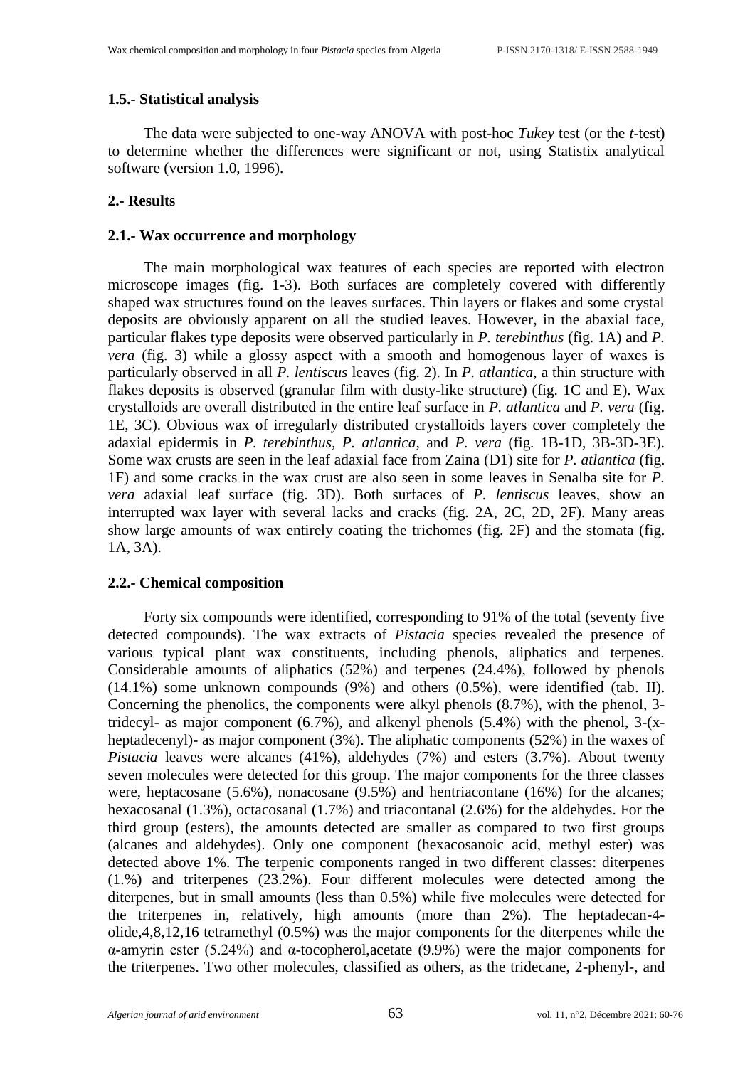### 1.5.- Statistical analysis

The data were subjected to one-way ANOVA with post-hoc *Tukey* test (or the *t*-test) to determine whether the differences were significant or not, using Statistix analytical software (version 1.0, 1996).

## 2.- Results

### 2.1.- Wax occurrence and morphology

The main morphological wax features of each species are reported with electron microscope images (fig. 1-3). Both surfaces are completely covered with differently shaped wax structures found on the leaves surfaces. Thin layers or flakes and some crystal deposits are obviously apparent on all the studied leaves. However, in the abaxial face, particular flakes type deposits were observed particularly in *P. terebinthus* (fig. 1A) and *P. vera* (fig. 3) while a glossy aspect with a smooth and homogenous layer of waxes is particularly observed in all *P. lentiscus* leaves (fig. 2). In *P. atlantica*, a thin structure with flakes deposits is observed (granular film with dusty-like structure) (fig. 1C and E). Wax crystalloids are overall distributed in the entire leaf surface in *P. atlantica* and *P. vera* (fig. 1E, 3C). Obvious wax of irregularly distributed crystalloids layers cover completely the adaxial epidermis in *P. terebinthus, P. atlantica,* and *P. vera* (fig. 1B-1D, 3B-3D-3E). Some wax crusts are seen in the leaf adaxial face from Zaina (D1) site for *P. atlantica* (fig. 1F) and some cracks in the wax crust are also seen in some leaves in Senalba site for *P. vera* adaxial leaf surface (fig. 3D). Both surfaces of *P. lentiscus* leaves, show an interrupted wax layer with several lacks and cracks (fig. 2A, 2C, 2D, 2F). Many areas show large amounts of wax entirely coating the trichomes (fig. 2F) and the stomata (fig. 1A, 3A).

### 2.2.- Chemical composition

Forty six compounds were identified, corresponding to 91% of the total (seventy five detected compounds). The wax extracts of *Pistacia* species revealed the presence of various typical plant wax constituents, including phenols, aliphatics and terpenes. Considerable amounts of aliphatics (52%) and terpenes (24.4%), followed by phenols (14.1%) some unknown compounds (9%) and others (0.5%), were identified (tab. II). Concerning the phenolics, the components were alkyl phenols (8.7%), with the phenol, 3-tridecyl- as major component (6.7%), and alkenyl phenols (5.4%) with the phenol, 3-(x-heptadecenyl)- as major component (3%). The aliphatic components (52%) in the waxes of *Pistacia* leaves were alcanes (41%), aldehydes (7%) and esters (3.7%). About twenty seven molecules were detected for this group. The major components for the three classes were, heptacosane (5.6%), nonacosane (9.5%) and hentriacontane (16%) for the alcanes; hexacosanal (1.3%), octacosanal (1.7%) and triacontanal (2.6%) for the aldehydes. For the third group (esters), the amounts detected are smaller as compared to two first groups (alcanes and aldehydes). Only one component (hexacosanoic acid, methyl ester) was detected above 1%. The terpenic components ranged in two different classes: diterpenes (1.%) and triterpenes (23.2%). Four different molecules were detected among the diterpenes, but in small amounts (less than 0.5%) while five molecules were detected for the triterpenes in, relatively, high amounts (more than 2%). The heptadecan-4-olide,4,8,12,16 tetramethyl (0.5%) was the major components for the diterpenes while the α-amyrin ester (5.24%) and α-tocopherol,acetate (9.9%) were the major components for the triterpenes. Two other molecules, classified as others, as the tridecane, 2-phenyl-, and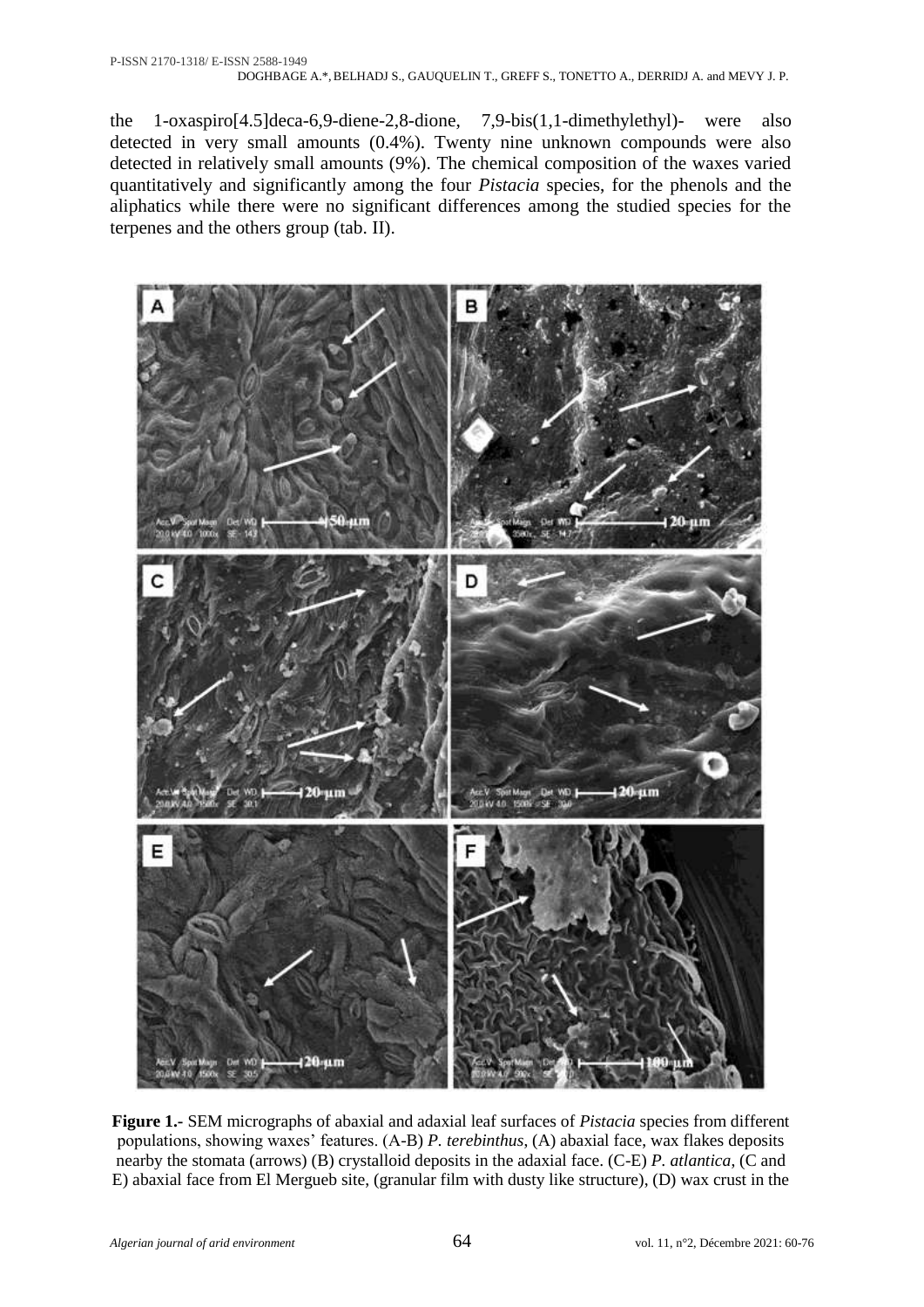the 1-oxaspiro[4.5]deca-6,9-diene-2,8-dione, 7,9-bis(1,1-dimethylethyl)- were also detected in very small amounts (0.4%). Twenty nine unknown compounds were also detected in relatively small amounts (9%). The chemical composition of the waxes varied quantitatively and significantly among the four *Pistacia* species, for the phenols and the aliphatics while there were no significant differences among the studied species for the terpenes and the others group (tab. II).

**Figure 1.-** SEM micrographs of abaxial and adaxial leaf surfaces of *Pistacia* species from different populations, showing waxes' features. (A-B) *P. terebinthus*, (A) abaxial face, wax flakes deposits nearby the stomata (arrows) (B) crystalloid deposits in the adaxial face. (C-E) *P. atlantica*, (C and E) abaxial face from El Mergueb site, (granular film with dusty like structure), (D) wax crust in the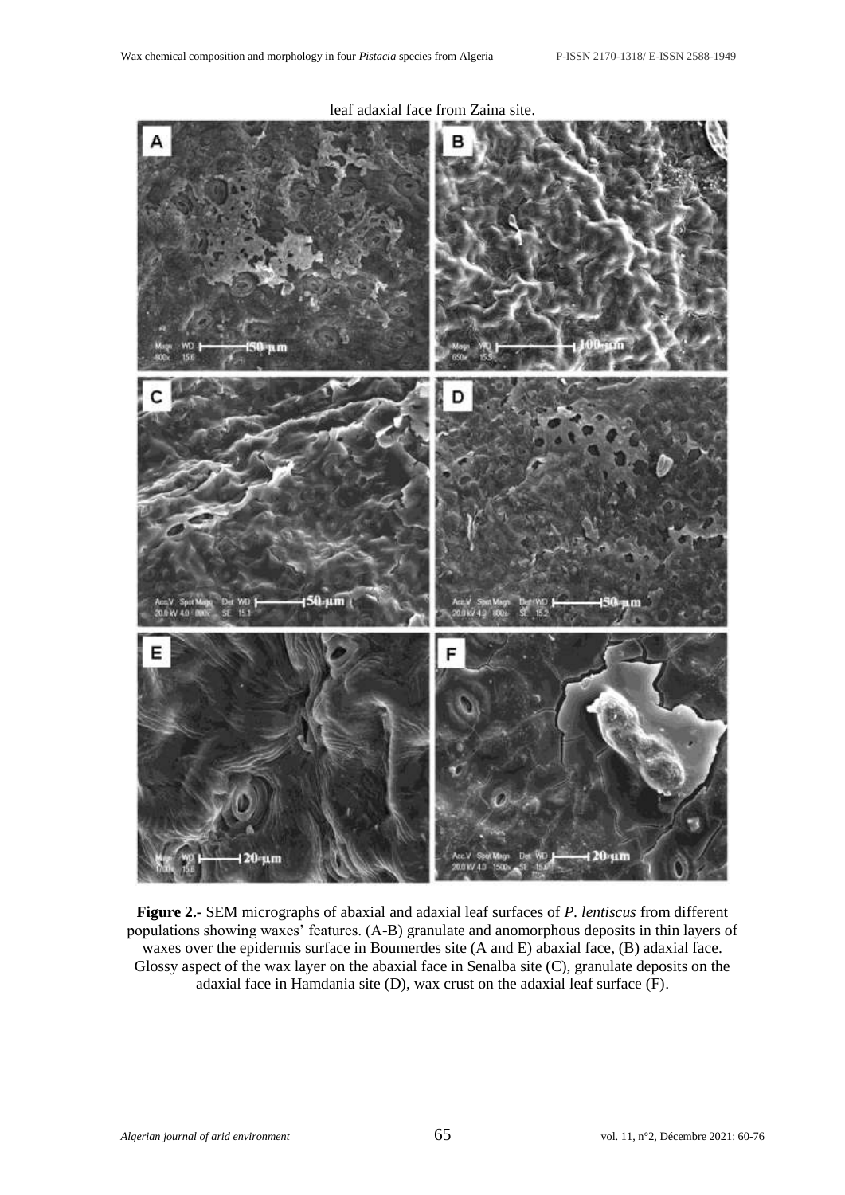leaf adaxial face from Zaina site.

**Figure 2.-** SEM micrographs of abaxial and adaxial leaf surfaces of *P. lentiscus* from different populations showing waxes' features. (A-B) granulate and anomorphous deposits in thin layers of waxes over the epidermis surface in Boumerdes site (A and E) abaxial face, (B) adaxial face. Glossy aspect of the wax layer on the abaxial face in Senalba site (C), granulate deposits on the adaxial face in Hamdania site (D), wax crust on the adaxial leaf surface (F).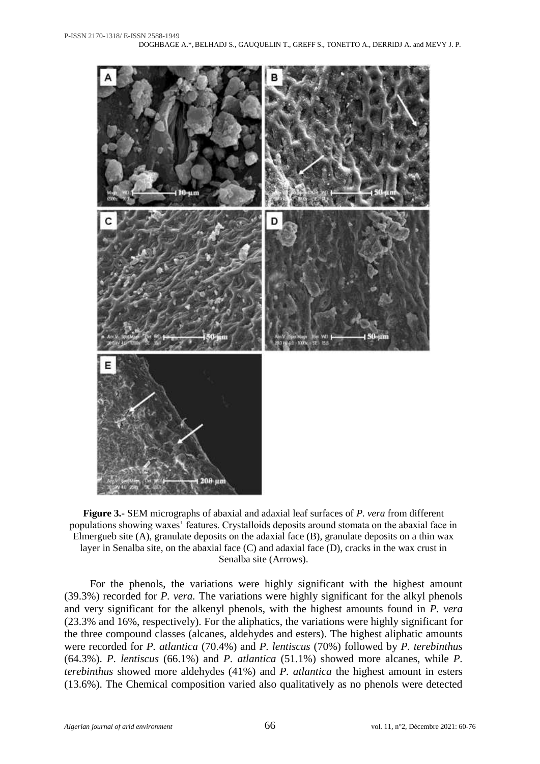**Figure 3.-** SEM micrographs of abaxial and adaxial leaf surfaces of *P. vera* from different populations showing waxes' features. Crystalloids deposits around stomata on the abaxial face in Elmergueb site (A), granulate deposits on the adaxial face (B), granulate deposits on a thin wax layer in Senalba site, on the abaxial face (C) and adaxial face (D), cracks in the wax crust in Senalba site (Arrows).

For the phenols, the variations were highly significant with the highest amount (39.3%) recorded for *P. vera.* The variations were highly significant for the alkyl phenols and very significant for the alkenyl phenols, with the highest amounts found in *P. vera* (23.3% and 16%, respectively). For the aliphatics, the variations were highly significant for the three compound classes (alcanes, aldehydes and esters). The highest aliphatic amounts were recorded for *P. atlantica* (70.4%) and *P. lentiscus* (70%) followed by *P. terebinthus* (64.3%). *P. lentiscus* (66.1%) and *P. atlantica* (51.1%) showed more alcanes, while *P. terebinthus* showed more aldehydes (41%) and *P. atlantica* the highest amount in esters (13.6%). The Chemical composition varied also qualitatively as no phenols were detected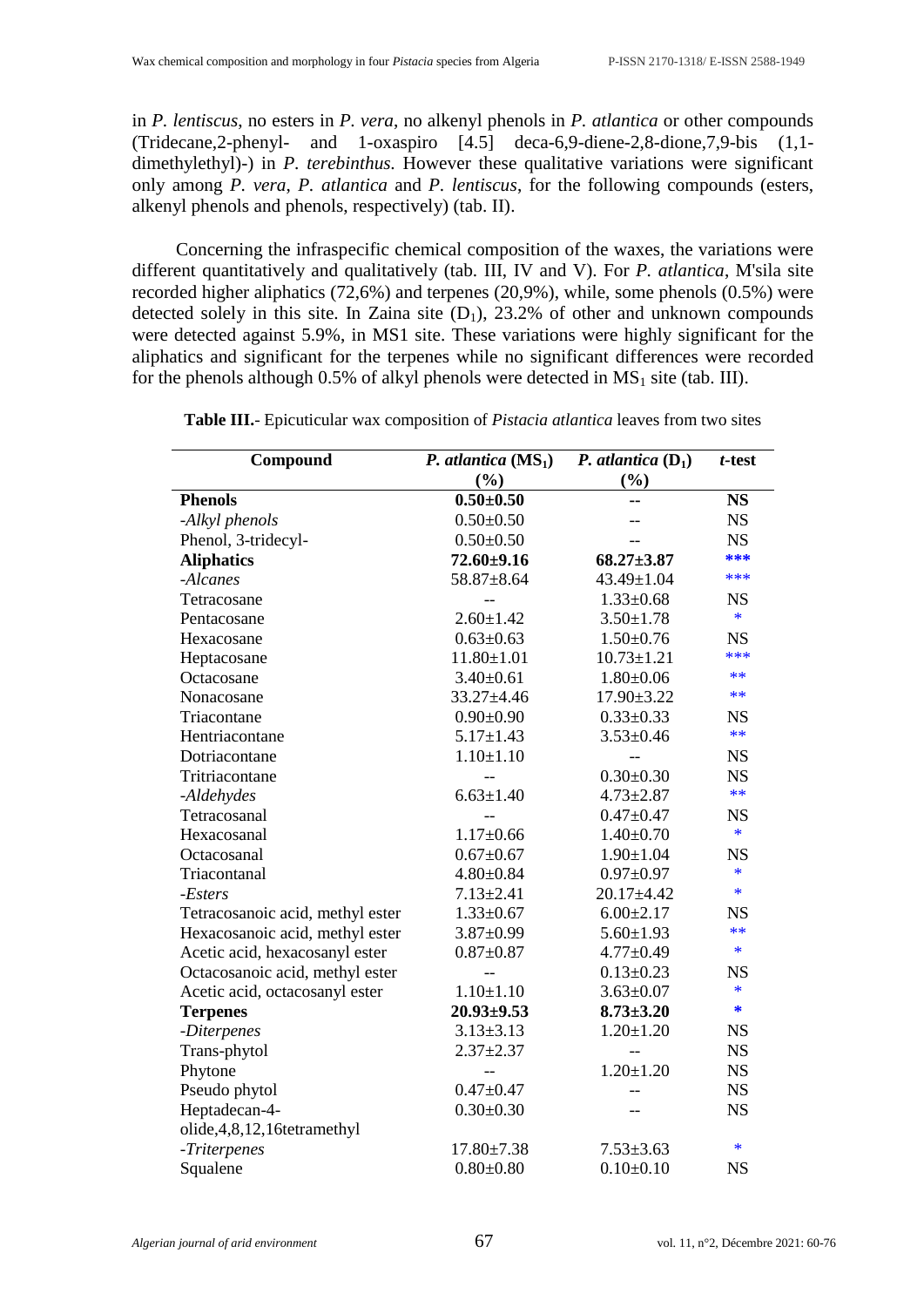in *P. lentiscus*, no esters in *P. vera*, no alkenyl phenols in *P. atlantica* or other compounds (Tridecane,2-phenyl- and 1-oxaspiro [4.5] deca-6,9-diene-2,8-dione,7,9-bis (1,1-dimethylethyl)-) in *P. terebinthus.* However these qualitative variations were significant only among *P. vera*, *P. atlantica* and *P. lentiscus*, for the following compounds (esters, alkenyl phenols and phenols, respectively) (tab. II).

Concerning the infraspecific chemical composition of the waxes, the variations were different quantitatively and qualitatively (tab. III, IV and V). For *P. atlantica*, M'sila site recorded higher aliphatics (72,6%) and terpenes (20,9%), while, some phenols (0.5%) were detected solely in this site. In Zaina site ($D_1$), 23.2% of other and unknown compounds were detected against 5.9%, in MS1 site. These variations were highly significant for the aliphatics and significant for the terpenes while no significant differences were recorded for the phenols although 0.5% of alkyl phenols were detected in $MS_1$ site (tab. III).

**Table III.**- Epicuticular wax composition of *Pistacia atlantica* leaves from two sites

| Compound | *P. atlantica* ($MS_1$) (%) | *P. atlantica* ($D_1$) (%) | *t*-test |
|---|---|---|---|
| **Phenols** | **0.50±0.50** | **--** | **NS** |
| *-Alkyl phenols* | 0.50±0.50 | -- | NS |
| Phenol, 3-tridecyl- | 0.50±0.50 | -- | NS |
| **Aliphatics** | **72.60±9.16** | **68.27±3.87** | **\*\*\*** |
| *-Alcanes* | 58.87±8.64 | 43.49±1.04 | \*\*\* |
| Tetracosane | -- | 1.33±0.68 | NS |
| Pentacosane | 2.60±1.42 | 3.50±1.78 | \* |
| Hexacosane | 0.63±0.63 | 1.50±0.76 | NS |
| Heptacosane | 11.80±1.01 | 10.73±1.21 | \*\*\* |
| Octacosane | 3.40±0.61 | 1.80±0.06 | \*\* |
| Nonacosane | 33.27±4.46 | 17.90±3.22 | \*\* |
| Triacontane | 0.90±0.90 | 0.33±0.33 | NS |
| Hentriacontane | 5.17±1.43 | 3.53±0.46 | \*\* |
| Dotriacontane | 1.10±1.10 | -- | NS |
| Tritriacontane | -- | 0.30±0.30 | NS |
| *-Aldehydes* | 6.63±1.40 | 4.73±2.87 | \*\* |
| Tetracosanal | -- | 0.47±0.47 | NS |
| Hexacosanal | 1.17±0.66 | 1.40±0.70 | \* |
| Octacosanal | 0.67±0.67 | 1.90±1.04 | NS |
| Triacontanal | 4.80±0.84 | 0.97±0.97 | \* |
| *-Esters* | 7.13±2.41 | 20.17±4.42 | \* |
| Tetracosanoic acid, methyl ester | 1.33±0.67 | 6.00±2.17 | NS |
| Hexacosanoic acid, methyl ester | 3.87±0.99 | 5.60±1.93 | \*\* |
| Acetic acid, hexacosanyl ester | 0.87±0.87 | 4.77±0.49 | \* |
| Octacosanoic acid, methyl ester | -- | 0.13±0.23 | NS |
| Acetic acid, octacosanyl ester | 1.10±1.10 | 3.63±0.07 | \* |
| **Terpenes** | **20.93±9.53** | **8.73±3.20** | **\*** |
| *-Diterpenes* | 3.13±3.13 | 1.20±1.20 | NS |
| Trans-phytol | 2.37±2.37 | -- | NS |
| Phytone | -- | 1.20±1.20 | NS |
| Pseudo phytol | 0.47±0.47 | -- | NS |
| Heptadecan-4-olide,4,8,12,16tetramethyl | 0.30±0.30 | -- | NS |
| *-Triterpenes* | 17.80±7.38 | 7.53±3.63 | \* |
| Squalene | 0.80±0.80 | 0.10±0.10 | NS |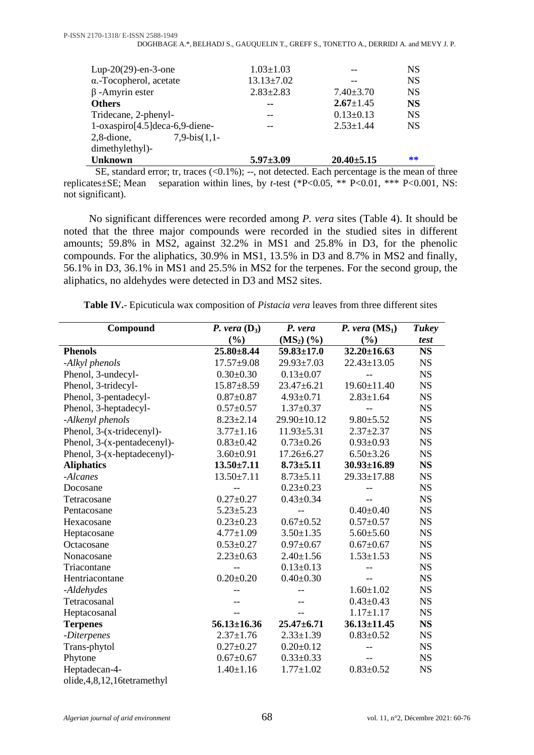| | | | |
|---|---|---|---|
| Lup-20(29)-en-3-one | 1.03±1.03 | -- | NS |
| α.-Tocopherol, acetate | 13.13±7.02 | -- | NS |
| β -Amyrin ester | 2.83±2.83 | 7.40±3.70 | NS |
| **Others** | **--** | **2.67±1.45** | **NS** |
| Tridecane, 2-phenyl- | -- | 0.13±0.13 | NS |
| 1-oxaspiro[4.5]deca-6,9-diene-2,8-dione, 7,9-bis(1,1-dimethylethyl)- | -- | 2.53±1.44 | NS |
| **Unknown** | **5.97±3.09** | **20.40±5.15** | ** |

SE, standard error; tr, traces (<0.1%); --, not detected. Each percentage is the mean of three replicates±SE; Mean separation within lines, by *t*-test (*P<0.05, ** P<0.01, *** P<0.001, NS: not significant).

No significant differences were recorded among *P. vera* sites (Table 4). It should be noted that the three major compounds were recorded in the studied sites in different amounts; 59.8% in MS2, against 32.2% in MS1 and 25.8% in D3, for the phenolic compounds. For the aliphatics, 30.9% in MS1, 13.5% in D3 and 8.7% in MS2 and finally, 56.1% in D3, 36.1% in MS1 and 25.5% in MS2 for the terpenes. For the second group, the aliphatics, no aldehydes were detected in D3 and MS2 sites.

**Table IV.**- Epicuticula wax composition of *Pistacia vera* leaves from three different sites

| Compound | *P. vera* ($D_3$) (%) | *P. vera* ($MS_2$) (%) | *P. vera* ($MS_1$) (%) | *Tukey test* |
|---|---|---|---|---|
| **Phenols** | **25.80±8.44** | **59.83±17.0** | **32.20±16.63** | **NS** |
| *-Alkyl phenols* | 17.57±9.08 | 29.93±7.03 | 22.43±13.05 | NS |
| Phenol, 3-undecyl- | 0.30±0.30 | 0.13±0.07 | -- | NS |
| Phenol, 3-tridecyl- | 15.87±8.59 | 23.47±6.21 | 19.60±11.40 | NS |
| Phenol, 3-pentadecyl- | 0.87±0.87 | 4.93±0.71 | 2.83±1.64 | NS |
| Phenol, 3-heptadecyl- | 0.57±0.57 | 1.37±0.37 | -- | NS |
| *-Alkenyl phenols* | 8.23±2.14 | 29.90±10.12 | 9.80±5.52 | NS |
| Phenol, 3-(x-tridecenyl)- | 3.77±1.16 | 11.93±5.31 | 2.37±2.37 | NS |
| Phenol, 3-(x-pentadecenyl)- | 0.83±0.42 | 0.73±0.26 | 0.93±0.93 | NS |
| Phenol, 3-(x-heptadecenyl)- | 3.60±0.91 | 17.26±6.27 | 6.50±3.26 | NS |
| **Aliphatics** | **13.50±7.11** | **8.73±5.11** | **30.93±16.89** | **NS** |
| *-Alcanes* | 13.50±7.11 | 8.73±5.11 | 29.33±17.88 | NS |
| Docosane | -- | 0.23±0.23 | -- | NS |
| Tetracosane | 0.27±0.27 | 0.43±0.34 | -- | NS |
| Pentacosane | 5.23±5.23 | -- | 0.40±0.40 | NS |
| Hexacosane | 0.23±0.23 | 0.67±0.52 | 0.57±0.57 | NS |
| Heptacosane | 4.77±1.09 | 3.50±1.35 | 5.60±5.60 | NS |
| Octacosane | 0.53±0.27 | 0.97±0.67 | 0.67±0.67 | NS |
| Nonacosane | 2.23±0.63 | 2.40±1.56 | 1.53±1.53 | NS |
| Triacontane | -- | 0.13±0.13 | -- | NS |
| Hentriacontane | 0.20±0.20 | 0.40±0.30 | -- | NS |
| *-Aldehydes* | -- | -- | 1.60±1.02 | NS |
| Tetracosanal | -- | -- | 0.43±0.43 | NS |
| Heptacosanal | -- | -- | 1.17±1.17 | NS |
| **Terpenes** | **56.13±16.36** | **25.47±6.71** | **36.13±11.45** | **NS** |
| *-Diterpenes* | 2.37±1.76 | 2.33±1.39 | 0.83±0.52 | NS |
| Trans-phytol | 0.27±0.27 | 0.20±0.12 | -- | NS |
| Phytone | 0.67±0.67 | 0.33±0.33 | -- | NS |
| Heptadecan-4-olide,4,8,12,16tetramethyl | 1.40±1.16 | 1.77±1.02 | 0.83±0.52 | NS |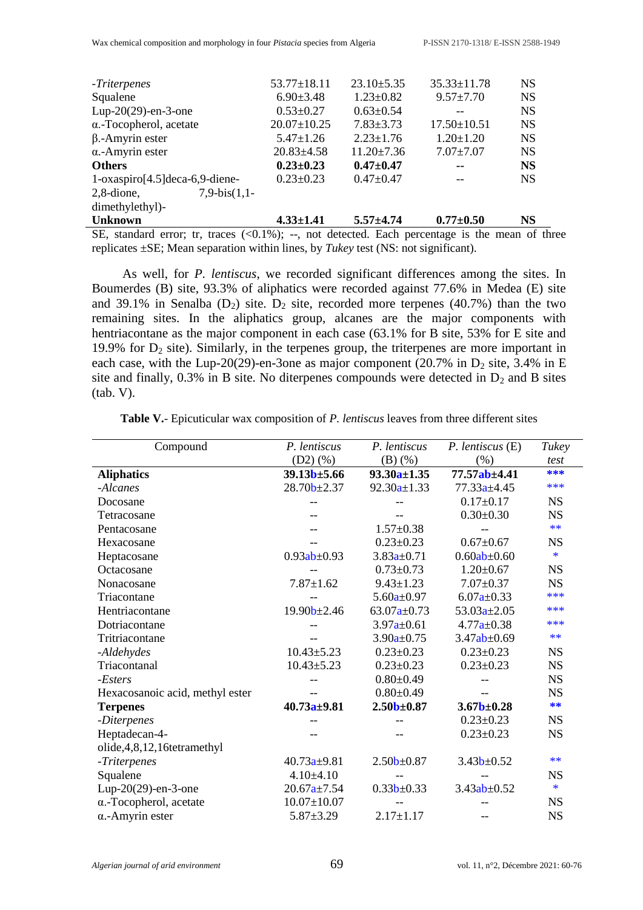| | | | | |
|---|---|---|---|---|
| *-Triterpenes* | 53.77±18.11 | 23.10±5.35 | 35.33±11.78 | NS |
| Squalene | 6.90±3.48 | 1.23±0.82 | 9.57±7.70 | NS |
| Lup-20(29)-en-3-one | 0.53±0.27 | 0.63±0.54 | -- | NS |
| α.-Tocopherol, acetate | 20.07±10.25 | 7.83±3.73 | 17.50±10.51 | NS |
| β.-Amyrin ester | 5.47±1.26 | 2.23±1.76 | 1.20±1.20 | NS |
| α.-Amyrin ester | 20.83±4.58 | 11.20±7.36 | 7.07±7.07 | NS |
| **Others** | **0.23±0.23** | **0.47±0.47** | **--** | **NS** |
| 1-oxaspiro[4.5]deca-6,9-diene-2,8-dione, 7,9-bis(1,1-dimethylethyl)- | 0.23±0.23 | 0.47±0.47 | -- | NS |
| **Unknown** | **4.33±1.41** | **5.57±4.74** | **0.77±0.50** | **NS** |

SE, standard error; tr, traces (<0.1%); --, not detected. Each percentage is the mean of three replicates ±SE; Mean separation within lines, by *Tukey* test (NS: not significant).

As well, for *P. lentiscus*, we recorded significant differences among the sites. In Boumerdes (B) site, 93.3% of aliphatics were recorded against 77.6% in Medea (E) site and 39.1% in Senalba ($D_2$) site. $D_2$ site, recorded more terpenes (40.7%) than the two remaining sites. In the aliphatics group, alcanes are the major components with hentriacontane as the major component in each case (63.1% for B site, 53% for E site and 19.9% for $D_2$ site). Similarly, in the terpenes group, the triterpenes are more important in each case, with the Lup-20(29)-en-3one as major component (20.7% in $D_2$ site, 3.4% in E site and finally, 0.3% in B site. No diterpenes compounds were detected in $D_2$ and B sites (tab. V).

**Table V.**- Epicuticular wax composition of *P. lentiscus* leaves from three different sites

| Compound | *P. lentiscus* (D2) (%) | *P. lentiscus* (B) (%) | *P. lentiscus* (E) (%) | *Tukey test* |
|---|---|---|---|---|
| **Aliphatics** | **39.13b±5.66** | **93.30a±1.35** | **77.57ab±4.41** | *** |
| *-Alcanes* | 28.70b±2.37 | 92.30a±1.33 | 77.33a±4.45 | *** |
| Docosane | -- | -- | 0.17±0.17 | NS |
| Tetracosane | -- | -- | 0.30±0.30 | NS |
| Pentacosane | -- | 1.57±0.38 | -- | ** |
| Hexacosane | -- | 0.23±0.23 | 0.67±0.67 | NS |
| Heptacosane | 0.93ab±0.93 | 3.83a±0.71 | 0.60ab±0.60 | * |
| Octacosane | -- | 0.73±0.73 | 1.20±0.67 | NS |
| Nonacosane | 7.87±1.62 | 9.43±1.23 | 7.07±0.37 | NS |
| Triacontane | -- | 5.60a±0.97 | 6.07a±0.33 | *** |
| Hentriacontane | 19.90b±2.46 | 63.07a±0.73 | 53.03a±2.05 | *** |
| Dotriacontane | -- | 3.97a±0.61 | 4.77a±0.38 | *** |
| Tritriacontane | -- | 3.90a±0.75 | 3.47ab±0.69 | ** |
| *-Aldehydes* | 10.43±5.23 | 0.23±0.23 | 0.23±0.23 | NS |
| Triacontanal | 10.43±5.23 | 0.23±0.23 | 0.23±0.23 | NS |
| *-Esters* | -- | 0.80±0.49 | -- | NS |
| Hexacosanoic acid, methyl ester | -- | 0.80±0.49 | -- | NS |
| **Terpenes** | **40.73a±9.81** | **2.50b±0.87** | **3.67b±0.28** | ** |
| *-Diterpenes* | -- | -- | 0.23±0.23 | NS |
| Heptadecan-4-olide,4,8,12,16tetramethyl | -- | -- | 0.23±0.23 | NS |
| *-Triterpenes* | 40.73a±9.81 | 2.50b±0.87 | 3.43b±0.52 | ** |
| Squalene | 4.10±4.10 | -- | -- | NS |
| Lup-20(29)-en-3-one | 20.67a±7.54 | 0.33b±0.33 | 3.43ab±0.52 | * |
| α.-Tocopherol, acetate | 10.07±10.07 | -- | -- | NS |
| α.-Amyrin ester | 5.87±3.29 | 2.17±1.17 | -- | NS |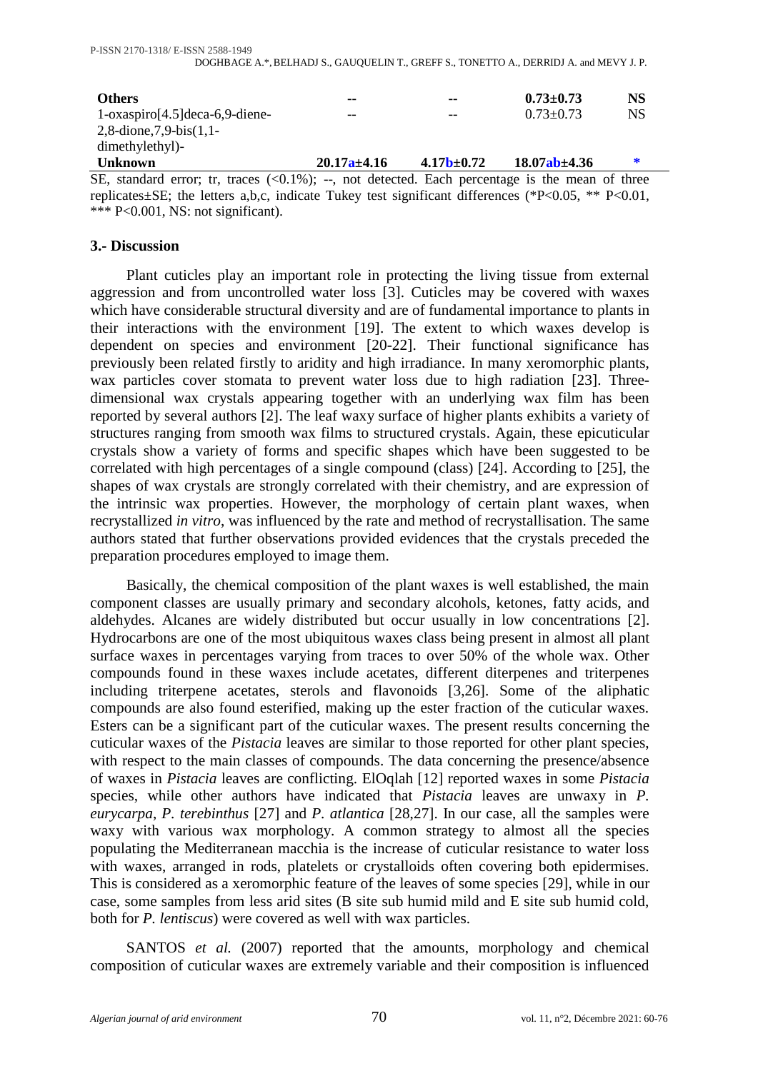| | | | | |
|---|---|---|---|---|
| **Others** | -- | -- | **0.73±0.73** | **NS** |
| 1-oxaspiro[4.5]deca-6,9-diene-2,8-dione,7,9-bis(1,1-dimethylethyl)- | -- | -- | 0.73±0.73 | NS |
| **Unknown** | **20.17a±4.16** | **4.17b±0.72** | **18.07ab±4.36** | * |

SE, standard error; tr, traces (<0.1%); --, not detected. Each percentage is the mean of three replicates±SE; the letters a,b,c, indicate Tukey test significant differences (*P<0.05, ** P<0.01, *** P<0.001, NS: not significant).

## 3.- Discussion

Plant cuticles play an important role in protecting the living tissue from external aggression and from uncontrolled water loss [3]. Cuticles may be covered with waxes which have considerable structural diversity and are of fundamental importance to plants in their interactions with the environment [19]. The extent to which waxes develop is dependent on species and environment [20-22]. Their functional significance has previously been related firstly to aridity and high irradiance. In many xeromorphic plants, wax particles cover stomata to prevent water loss due to high radiation [23]. Three-dimensional wax crystals appearing together with an underlying wax film has been reported by several authors [2]. The leaf waxy surface of higher plants exhibits a variety of structures ranging from smooth wax films to structured crystals. Again, these epicuticular crystals show a variety of forms and specific shapes which have been suggested to be correlated with high percentages of a single compound (class) [24]. According to [25], the shapes of wax crystals are strongly correlated with their chemistry, and are expression of the intrinsic wax properties. However, the morphology of certain plant waxes, when recrystallized *in vitro*, was influenced by the rate and method of recrystallisation. The same authors stated that further observations provided evidences that the crystals preceded the preparation procedures employed to image them.

Basically, the chemical composition of the plant waxes is well established, the main component classes are usually primary and secondary alcohols, ketones, fatty acids, and aldehydes. Alcanes are widely distributed but occur usually in low concentrations [2]. Hydrocarbons are one of the most ubiquitous waxes class being present in almost all plant surface waxes in percentages varying from traces to over 50% of the whole wax. Other compounds found in these waxes include acetates, different diterpenes and triterpenes including triterpene acetates, sterols and flavonoids [3,26]. Some of the aliphatic compounds are also found esterified, making up the ester fraction of the cuticular waxes. Esters can be a significant part of the cuticular waxes. The present results concerning the cuticular waxes of the *Pistacia* leaves are similar to those reported for other plant species, with respect to the main classes of compounds. The data concerning the presence/absence of waxes in *Pistacia* leaves are conflicting. ElOqlah [12] reported waxes in some *Pistacia* species, while other authors have indicated that *Pistacia* leaves are unwaxy in *P. eurycarpa*, *P. terebinthus* [27] and *P. atlantica* [28,27]. In our case, all the samples were waxy with various wax morphology. A common strategy to almost all the species populating the Mediterranean macchia is the increase of cuticular resistance to water loss with waxes, arranged in rods, platelets or crystalloids often covering both epidermises. This is considered as a xeromorphic feature of the leaves of some species [29], while in our case, some samples from less arid sites (B site sub humid mild and E site sub humid cold, both for *P. lentiscus*) were covered as well with wax particles.

SANTOS *et al.* (2007) reported that the amounts, morphology and chemical composition of cuticular waxes are extremely variable and their composition is influenced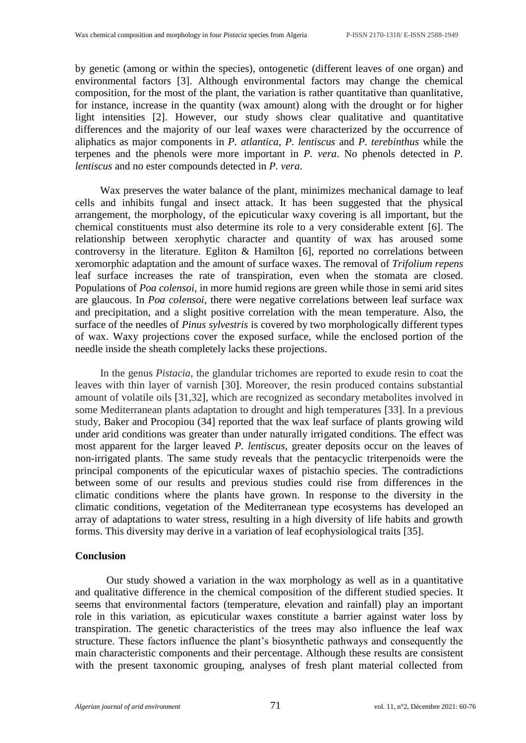by genetic (among or within the species), ontogenetic (different leaves of one organ) and environmental factors [3]. Although environmental factors may change the chemical composition, for the most of the plant, the variation is rather quantitative than quanlitative, for instance, increase in the quantity (wax amount) along with the drought or for higher light intensities [2]. However, our study shows clear qualitative and quantitative differences and the majority of our leaf waxes were characterized by the occurrence of aliphatics as major components in *P. atlantica*, *P. lentiscus* and *P. terebinthus* while the terpenes and the phenols were more important in *P. vera*. No phenols detected in *P. lentiscus* and no ester compounds detected in *P. vera.*

Wax preserves the water balance of the plant, minimizes mechanical damage to leaf cells and inhibits fungal and insect attack. It has been suggested that the physical arrangement, the morphology, of the epicuticular waxy covering is all important, but the chemical constituents must also determine its role to a very considerable extent [6]. The relationship between xerophytic character and quantity of wax has aroused some controversy in the literature. Egliton & Hamilton [6], reported no correlations between xeromorphic adaptation and the amount of surface waxes. The removal of *Trifolium repens* leaf surface increases the rate of transpiration, even when the stomata are closed. Populations of *Poa colensoi*, in more humid regions are green while those in semi arid sites are glaucous. In *Poa colensoi*, there were negative correlations between leaf surface wax and precipitation, and a slight positive correlation with the mean temperature. Also, the surface of the needles of *Pinus sylvestris* is covered by two morphologically different types of wax. Waxy projections cover the exposed surface, while the enclosed portion of the needle inside the sheath completely lacks these projections.

In the genus *Pistacia*, the glandular trichomes are reported to exude resin to coat the leaves with thin layer of varnish [30]. Moreover, the resin produced contains substantial amount of volatile oils [31,32], which are recognized as secondary metabolites involved in some Mediterranean plants adaptation to drought and high temperatures [33]. In a previous study, Baker and Procopiou (34] reported that the wax leaf surface of plants growing wild under arid conditions was greater than under naturally irrigated conditions. The effect was most apparent for the larger leaved *P. lentiscus*, greater deposits occur on the leaves of non-irrigated plants. The same study reveals that the pentacyclic triterpenoids were the principal components of the epicuticular waxes of pistachio species. The contradictions between some of our results and previous studies could rise from differences in the climatic conditions where the plants have grown. In response to the diversity in the climatic conditions, vegetation of the Mediterranean type ecosystems has developed an array of adaptations to water stress, resulting in a high diversity of life habits and growth forms. This diversity may derive in a variation of leaf ecophysiological traits [35].

## Conclusion

Our study showed a variation in the wax morphology as well as in a quantitative and qualitative difference in the chemical composition of the different studied species. It seems that environmental factors (temperature, elevation and rainfall) play an important role in this variation, as epicuticular waxes constitute a barrier against water loss by transpiration. The genetic characteristics of the trees may also influence the leaf wax structure. These factors influence the plant's biosynthetic pathways and consequently the main characteristic components and their percentage. Although these results are consistent with the present taxonomic grouping, analyses of fresh plant material collected from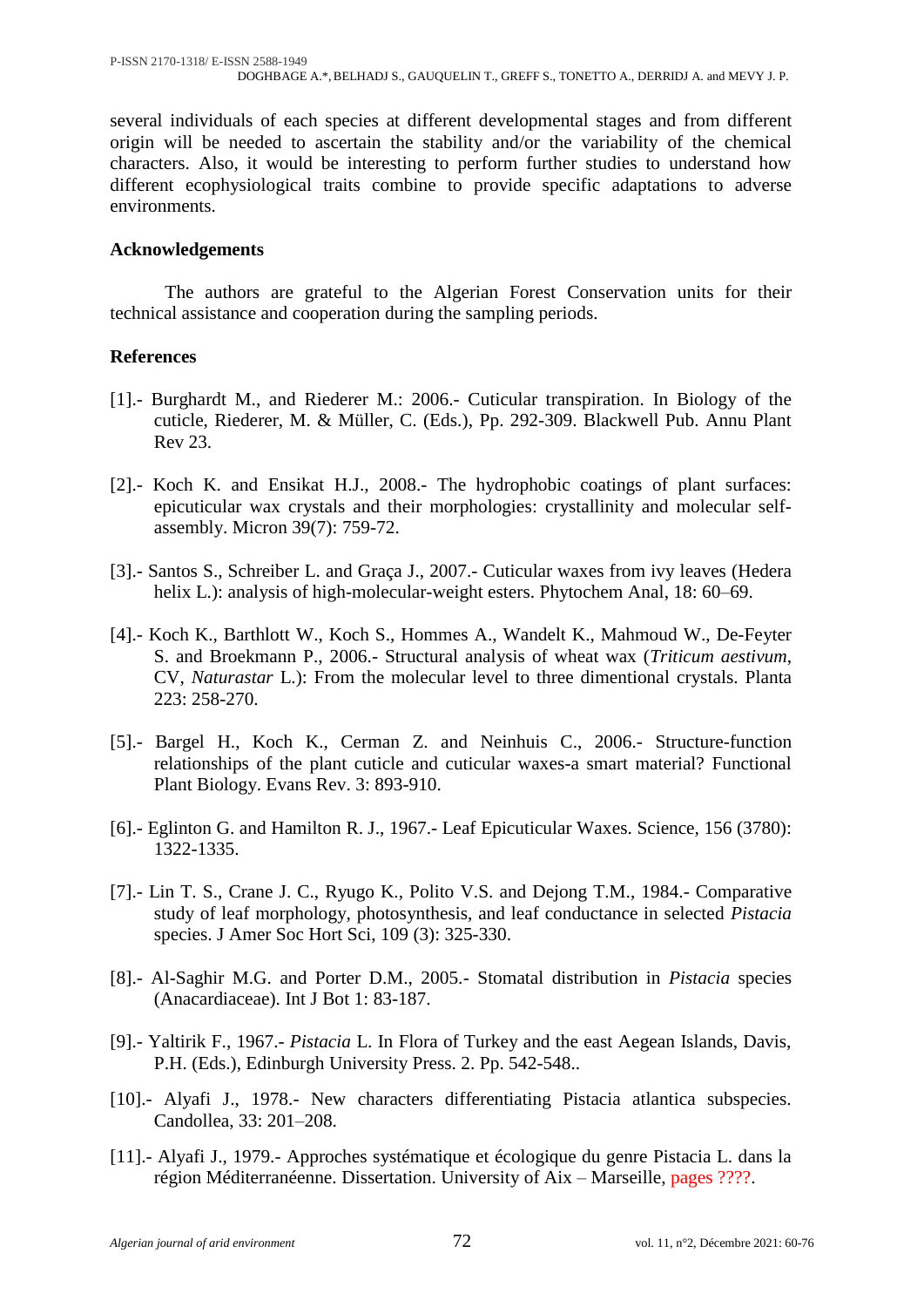several individuals of each species at different developmental stages and from different origin will be needed to ascertain the stability and/or the variability of the chemical characters. Also, it would be interesting to perform further studies to understand how different ecophysiological traits combine to provide specific adaptations to adverse environments.

## Acknowledgements

The authors are grateful to the Algerian Forest Conservation units for their technical assistance and cooperation during the sampling periods.

## References

[1].- Burghardt M., and Riederer M.: 2006.- Cuticular transpiration. In Biology of the cuticle, Riederer, M. & Müller, C. (Eds.), Pp. 292-309. Blackwell Pub. Annu Plant Rev 23.

[2].- Koch K. and Ensikat H.J., 2008.- The hydrophobic coatings of plant surfaces: epicuticular wax crystals and their morphologies: crystallinity and molecular self-assembly. Micron 39(7): 759-72.

[3].- Santos S., Schreiber L. and Graça J., 2007.- Cuticular waxes from ivy leaves (Hedera helix L.): analysis of high-molecular-weight esters. Phytochem Anal, 18: 60–69.

[4].- Koch K., Barthlott W., Koch S., Hommes A., Wandelt K., Mahmoud W., De-Feyter S. and Broekmann P., 2006.- Structural analysis of wheat wax (*Triticum aestivum*, CV, *Naturastar* L.): From the molecular level to three dimentional crystals. Planta 223: 258-270.

[5].- Bargel H., Koch K., Cerman Z. and Neinhuis C., 2006.- Structure-function relationships of the plant cuticle and cuticular waxes-a smart material? Functional Plant Biology. Evans Rev. 3: 893-910.

[6].- Eglinton G. and Hamilton R. J., 1967.- Leaf Epicuticular Waxes. Science, 156 (3780): 1322-1335.

[7].- Lin T. S., Crane J. C., Ryugo K., Polito V.S. and Dejong T.M., 1984.- Comparative study of leaf morphology, photosynthesis, and leaf conductance in selected *Pistacia* species. J Amer Soc Hort Sci, 109 (3): 325-330.

[8].- Al-Saghir M.G. and Porter D.M., 2005.- Stomatal distribution in *Pistacia* species (Anacardiaceae). Int J Bot 1: 83-187.

[9].- Yaltirik F., 1967.- *Pistacia* L. In Flora of Turkey and the east Aegean Islands, Davis, P.H. (Eds.), Edinburgh University Press. 2. Pp. 542-548..

[10].- Alyafi J., 1978.- New characters differentiating Pistacia atlantica subspecies. Candollea, 33: 201–208.

[11].- Alyafi J., 1979.- Approches systématique et écologique du genre Pistacia L. dans la région Méditerranéenne. Dissertation. University of Aix – Marseille, pages ????.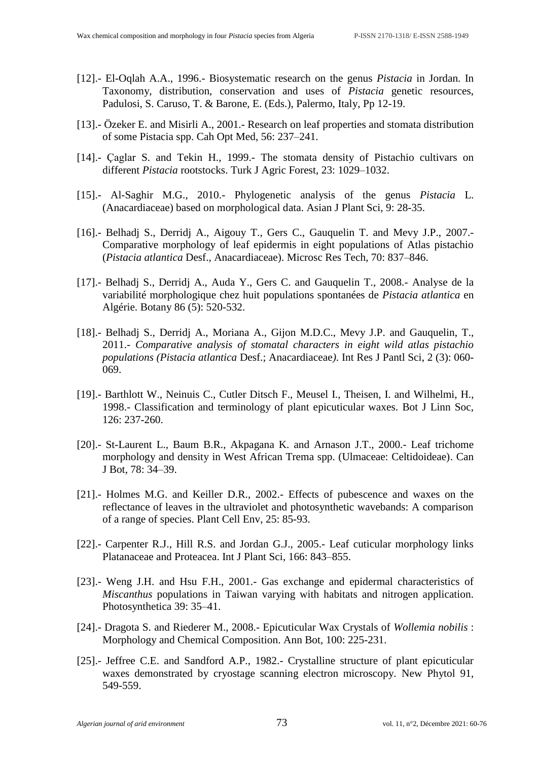[12].- El-Oqlah A.A., 1996.- Biosystematic research on the genus *Pistacia* in Jordan. In Taxonomy, distribution, conservation and uses of *Pistacia* genetic resources, Padulosi, S. Caruso, T. & Barone, E. (Eds.), Palermo, Italy, Pp 12-19.

[13].- Özeker E. and Misirli A., 2001.- Research on leaf properties and stomata distribution of some Pistacia spp. Cah Opt Med, 56: 237–241.

[14].- Çaglar S. and Tekin H., 1999.- The stomata density of Pistachio cultivars on different *Pistacia* rootstocks. Turk J Agric Forest, 23: 1029–1032.

[15].- Al-Saghir M.G., 2010.- Phylogenetic analysis of the genus *Pistacia* L. (Anacardiaceae) based on morphological data. Asian J Plant Sci, 9: 28-35.

[16].- Belhadj S., Derridj A., Aigouy T., Gers C., Gauquelin T. and Mevy J.P., 2007.- Comparative morphology of leaf epidermis in eight populations of Atlas pistachio (*Pistacia atlantica* Desf., Anacardiaceae). Microsc Res Tech, 70: 837–846.

[17].- Belhadj S., Derridj A., Auda Y., Gers C. and Gauquelin T., 2008.- Analyse de la variabilité morphologique chez huit populations spontanées de *Pistacia atlantica* en Algérie. Botany 86 (5): 520-532.

[18].- Belhadj S., Derridj A., Moriana A., Gijon M.D.C., Mevy J.P. and Gauquelin, T., 2011.- *Comparative analysis of stomatal characters in eight wild atlas pistachio populations (Pistacia atlantica* Desf.; Anacardiaceae*)*. Int Res J Pantl Sci, 2 (3): 060-069.

[19].- Barthlott W., Neinuis C., Cutler Ditsch F., Meusel I., Theisen, I. and Wilhelmi, H., 1998.- Classification and terminology of plant epicuticular waxes. Bot J Linn Soc, 126: 237-260.

[20].- St-Laurent L., Baum B.R., Akpagana K. and Arnason J.T., 2000.- Leaf trichome morphology and density in West African Trema spp. (Ulmaceae: Celtidoideae). Can J Bot, 78: 34–39.

[21].- Holmes M.G. and Keiller D.R., 2002.- Effects of pubescence and waxes on the reflectance of leaves in the ultraviolet and photosynthetic wavebands: A comparison of a range of species. Plant Cell Env, 25: 85-93.

[22].- Carpenter R.J., Hill R.S. and Jordan G.J., 2005.- Leaf cuticular morphology links Platanaceae and Proteacea. Int J Plant Sci, 166: 843–855.

[23].- Weng J.H. and Hsu F.H., 2001.- Gas exchange and epidermal characteristics of *Miscanthus* populations in Taiwan varying with habitats and nitrogen application. Photosynthetica 39: 35–41.

[24].- Dragota S. and Riederer M., 2008.- Epicuticular Wax Crystals of *Wollemia nobilis* : Morphology and Chemical Composition. Ann Bot, 100: 225-231.

[25].- Jeffree C.E. and Sandford A.P., 1982.- Crystalline structure of plant epicuticular waxes demonstrated by cryostage scanning electron microscopy. New Phytol 91, 549-559.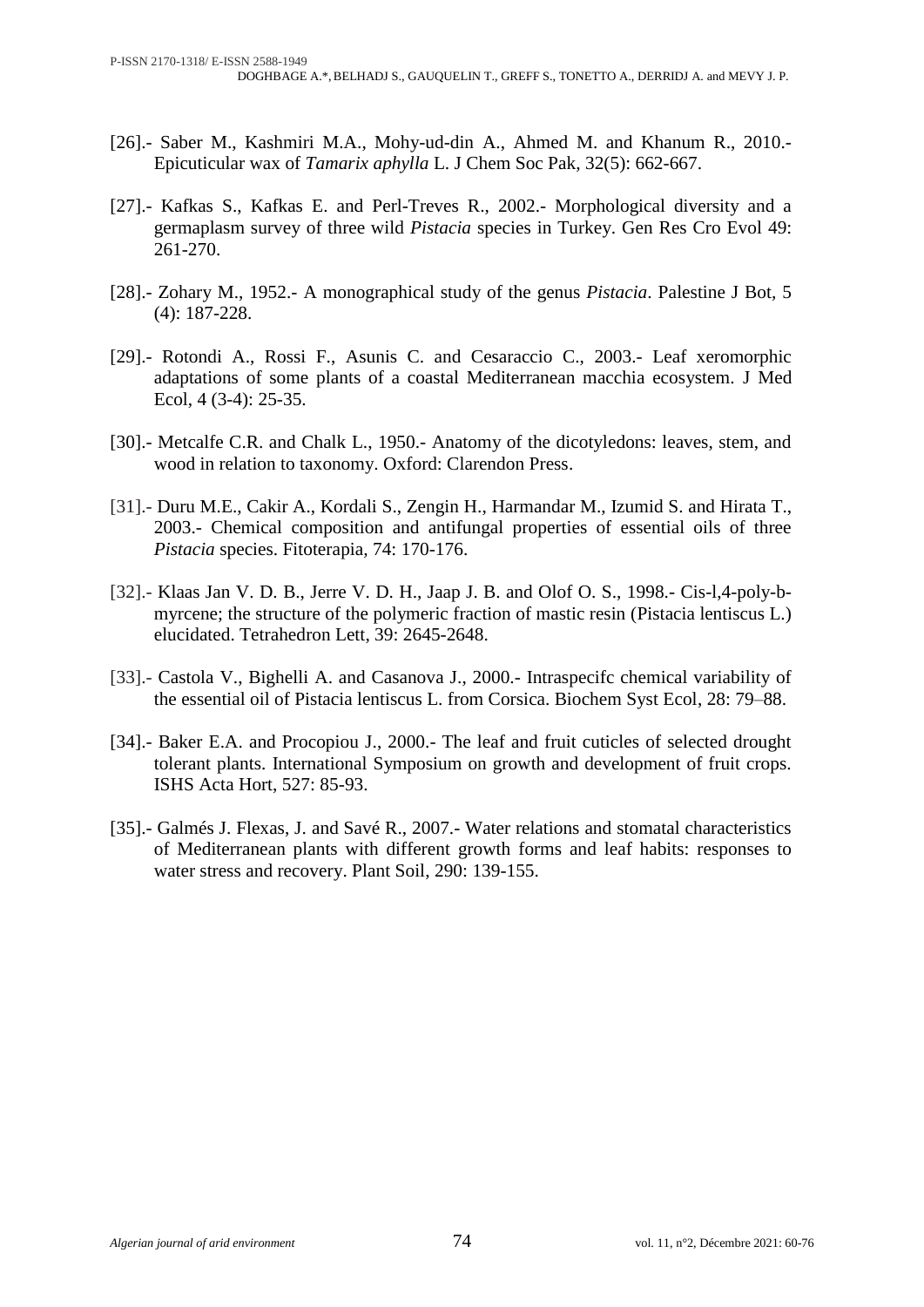[26].- Saber M., Kashmiri M.A., Mohy-ud-din A., Ahmed M. and Khanum R., 2010.- Epicuticular wax of *Tamarix aphylla* L. J Chem Soc Pak, 32(5): 662-667.

[27].- Kafkas S., Kafkas E. and Perl-Treves R., 2002.- Morphological diversity and a germaplasm survey of three wild *Pistacia* species in Turkey. Gen Res Cro Evol 49: 261-270.

[28].- Zohary M., 1952.- A monographical study of the genus *Pistacia*. Palestine J Bot, 5 (4): 187-228.

[29].- Rotondi A., Rossi F., Asunis C. and Cesaraccio C., 2003.- Leaf xeromorphic adaptations of some plants of a coastal Mediterranean macchia ecosystem. J Med Ecol, 4 (3-4): 25-35.

[30].- Metcalfe C.R. and Chalk L., 1950.- Anatomy of the dicotyledons: leaves, stem, and wood in relation to taxonomy. Oxford: Clarendon Press.

[31].- Duru M.E., Cakir A., Kordali S., Zengin H., Harmandar M., Izumid S. and Hirata T., 2003.- Chemical composition and antifungal properties of essential oils of three *Pistacia* species. Fitoterapia, 74: 170-176.

[32].- Klaas Jan V. D. B., Jerre V. D. H., Jaap J. B. and Olof O. S., 1998.- Cis-l,4-poly-b-myrcene; the structure of the polymeric fraction of mastic resin (Pistacia lentiscus L.) elucidated. Tetrahedron Lett, 39: 2645-2648.

[33].- Castola V., Bighelli A. and Casanova J., 2000.- Intraspecifc chemical variability of the essential oil of Pistacia lentiscus L. from Corsica. Biochem Syst Ecol, 28: 79–88.

[34].- Baker E.A. and Procopiou J., 2000.- The leaf and fruit cuticles of selected drought tolerant plants. International Symposium on growth and development of fruit crops. ISHS Acta Hort, 527: 85-93.

[35].- Galmés J. Flexas, J. and Savé R., 2007.- Water relations and stomatal characteristics of Mediterranean plants with different growth forms and leaf habits: responses to water stress and recovery. Plant Soil, 290: 139-155.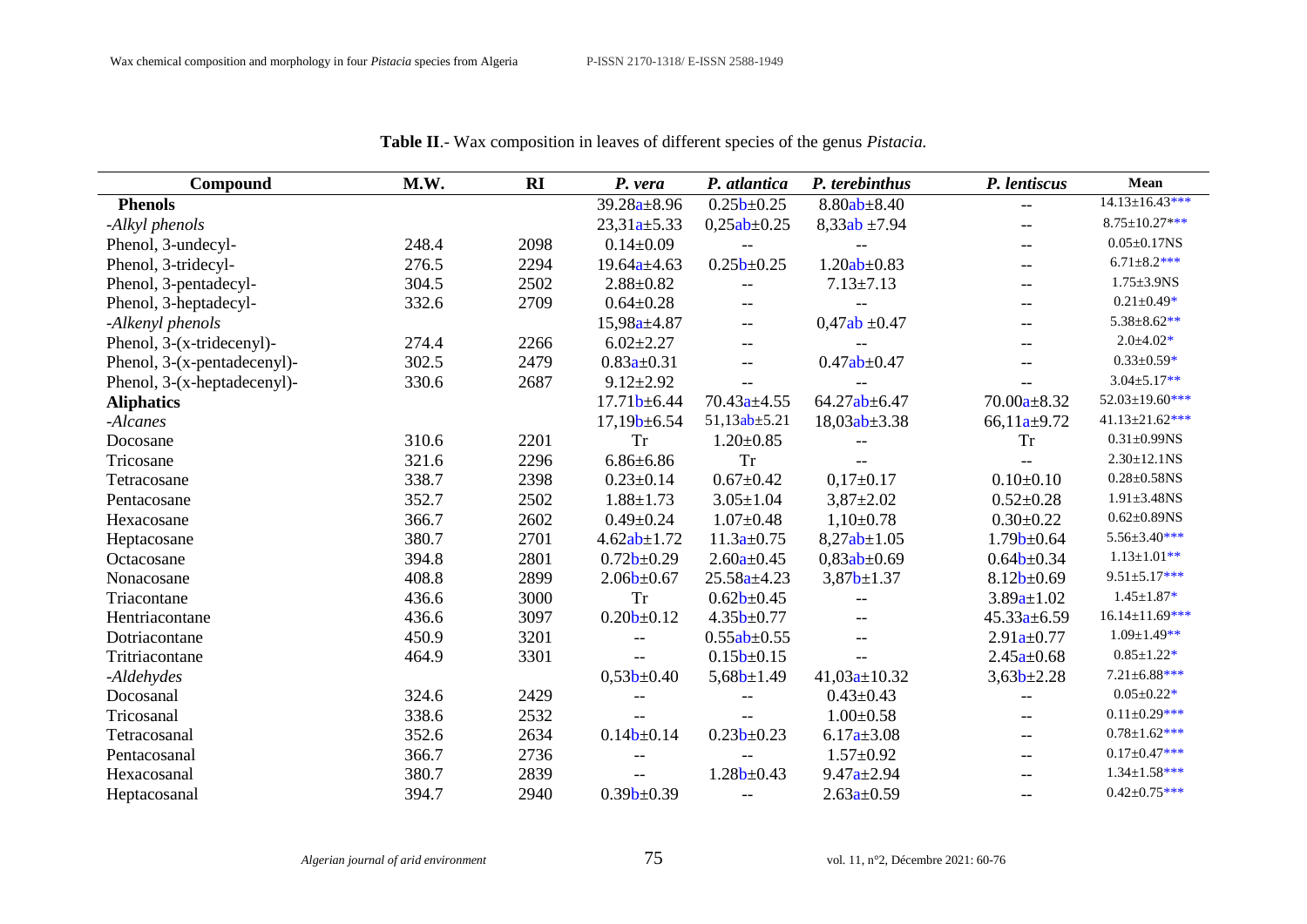**Table II**.- Wax composition in leaves of different species of the genus *Pistacia.*

| Compound | M.W. | RI | *P. vera* | *P. atlantica* | *P. terebinthus* | *P. lentiscus* | Mean |
|---|---|---|---|---|---|---|---|
| **Phenols** | | | 39.28a±8.96 | 0.25b±0.25 | 8.80ab±8.40 | -- | 14.13±16.43*** |
| *-Alkyl phenols* | | | 23,31a±5.33 | 0,25ab±0.25 | 8,33ab ±7.94 | -- | 8.75±10.27*** |
| Phenol, 3-undecyl- | 248.4 | 2098 | 0.14±0.09 | -- | -- | -- | 0.05±0.17NS |
| Phenol, 3-tridecyl- | 276.5 | 2294 | 19.64a±4.63 | 0.25b±0.25 | 1.20ab±0.83 | -- | 6.71±8.2*** |
| Phenol, 3-pentadecyl- | 304.5 | 2502 | 2.88±0.82 | -- | 7.13±7.13 | -- | 1.75±3.9NS |
| Phenol, 3-heptadecyl- | 332.6 | 2709 | 0.64±0.28 | -- | -- | -- | 0.21±0.49* |
| *-Alkenyl phenols* | | | 15,98a±4.87 | -- | 0,47ab ±0.47 | -- | 5.38±8.62** |
| Phenol, 3-(x-tridecenyl)- | 274.4 | 2266 | 6.02±2.27 | -- | -- | -- | 2.0±4.02* |
| Phenol, 3-(x-pentadecenyl)- | 302.5 | 2479 | 0.83a±0.31 | -- | 0.47ab±0.47 | -- | 0.33±0.59* |
| Phenol, 3-(x-heptadecenyl)- | 330.6 | 2687 | 9.12±2.92 | -- | -- | -- | 3.04±5.17** |
| **Aliphatics** | | | 17.71b±6.44 | 70.43a±4.55 | 64.27ab±6.47 | 70.00a±8.32 | 52.03±19.60*** |
| *-Alcanes* | | | 17,19b±6.54 | 51,13ab±5.21 | 18,03ab±3.38 | 66,11a±9.72 | 41.13±21.62*** |
| Docosane | 310.6 | 2201 | Tr | 1.20±0.85 | -- | Tr | 0.31±0.99NS |
| Tricosane | 321.6 | 2296 | 6.86±6.86 | Tr | -- | -- | 2.30±12.1NS |
| Tetracosane | 338.7 | 2398 | 0.23±0.14 | 0.67±0.42 | 0,17±0.17 | 0.10±0.10 | 0.28±0.58NS |
| Pentacosane | 352.7 | 2502 | 1.88±1.73 | 3.05±1.04 | 3,87±2.02 | 0.52±0.28 | 1.91±3.48NS |
| Hexacosane | 366.7 | 2602 | 0.49±0.24 | 1.07±0.48 | 1,10±0.78 | 0.30±0.22 | 0.62±0.89NS |
| Heptacosane | 380.7 | 2701 | 4.62ab±1.72 | 11.3a±0.75 | 8,27ab±1.05 | 1.79b±0.64 | 5.56±3.40*** |
| Octacosane | 394.8 | 2801 | 0.72b±0.29 | 2.60a±0.45 | 0,83ab±0.69 | 0.64b±0.34 | 1.13±1.01** |
| Nonacosane | 408.8 | 2899 | 2.06b±0.67 | 25.58a±4.23 | 3,87b±1.37 | 8.12b±0.69 | 9.51±5.17*** |
| Triacontane | 436.6 | 3000 | Tr | 0.62b±0.45 | -- | 3.89a±1.02 | 1.45±1.87* |
| Hentriacontane | 436.6 | 3097 | 0.20b±0.12 | 4.35b±0.77 | -- | 45.33a±6.59 | 16.14±11.69*** |
| Dotriacontane | 450.9 | 3201 | -- | 0.55ab±0.55 | -- | 2.91a±0.77 | 1.09±1.49** |
| Tritriacontane | 464.9 | 3301 | -- | 0.15b±0.15 | -- | 2.45a±0.68 | 0.85±1.22* |
| *-Aldehydes* | | | 0,53b±0.40 | 5,68b±1.49 | 41,03a±10.32 | 3,63b±2.28 | 7.21±6.88*** |
| Docosanal | 324.6 | 2429 | -- | -- | 0.43±0.43 | -- | 0.05±0.22* |
| Tricosanal | 338.6 | 2532 | -- | -- | 1.00±0.58 | -- | 0.11±0.29*** |
| Tetracosanal | 352.6 | 2634 | 0.14b±0.14 | 0.23b±0.23 | 6.17a±3.08 | -- | 0.78±1.62*** |
| Pentacosanal | 366.7 | 2736 | -- | -- | 1.57±0.92 | -- | 0.17±0.47*** |
| Hexacosanal | 380.7 | 2839 | -- | 1.28b±0.43 | 9.47a±2.94 | -- | 1.34±1.58*** |
| Heptacosanal | 394.7 | 2940 | 0.39b±0.39 | -- | 2.63a±0.59 | -- | 0.42±0.75*** |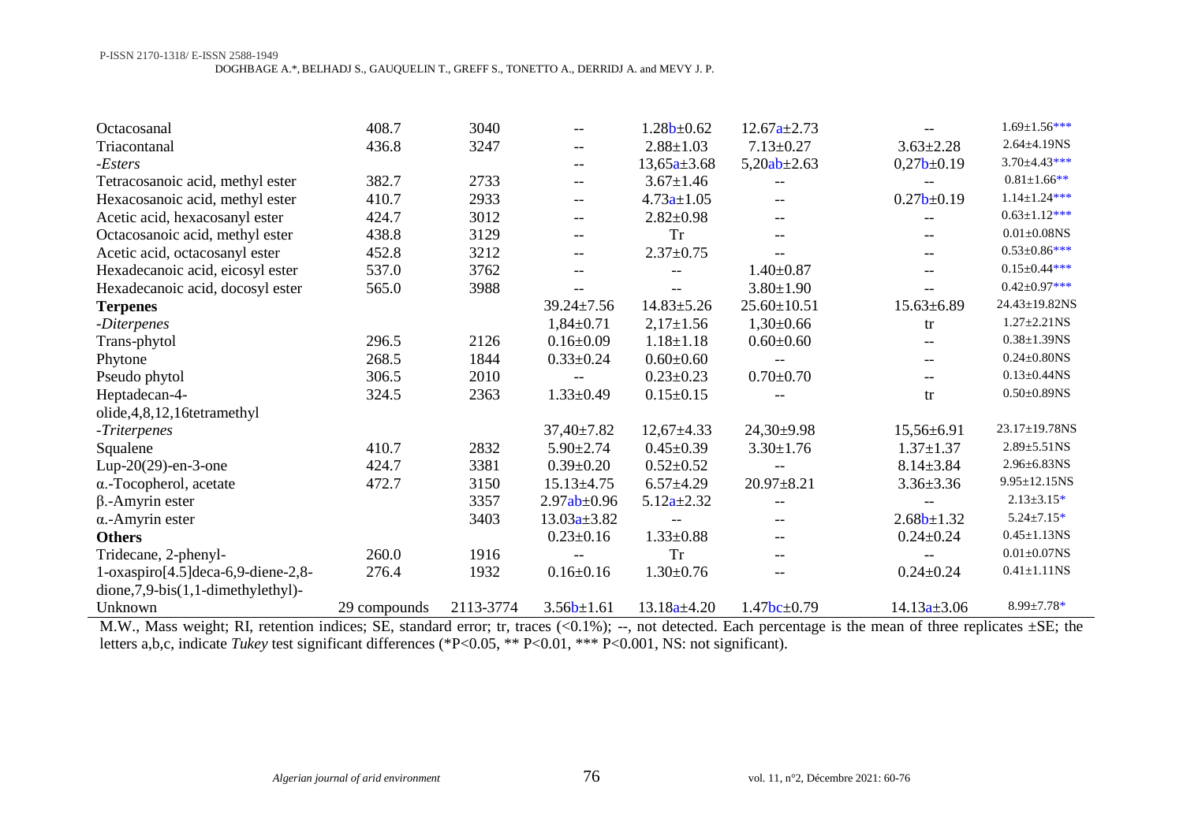| | | | | | | | |
|---|---|---|---|---|---|---|---|
| Octacosanal | 408.7 | 3040 | -- | 1.28b±0.62 | 12.67a±2.73 | -- | 1.69±1.56*** |
| Triacontanal | 436.8 | 3247 | -- | 2.88±1.03 | 7.13±0.27 | 3.63±2.28 | 2.64±4.19NS |
| *-Esters* | | | -- | 13,65a±3.68 | 5,20ab±2.63 | 0,27b±0.19 | 3.70±4.43*** |
| Tetracosanoic acid, methyl ester | 382.7 | 2733 | -- | 3.67±1.46 | -- | -- | 0.81±1.66** |
| Hexacosanoic acid, methyl ester | 410.7 | 2933 | -- | 4.73a±1.05 | -- | 0.27b±0.19 | 1.14±1.24*** |
| Acetic acid, hexacosanyl ester | 424.7 | 3012 | -- | 2.82±0.98 | -- | -- | 0.63±1.12*** |
| Octacosanoic acid, methyl ester | 438.8 | 3129 | -- | Tr | -- | -- | 0.01±0.08NS |
| Acetic acid, octacosanyl ester | 452.8 | 3212 | -- | 2.37±0.75 | -- | -- | 0.53±0.86*** |
| Hexadecanoic acid, eicosyl ester | 537.0 | 3762 | -- | -- | 1.40±0.87 | -- | 0.15±0.44*** |
| Hexadecanoic acid, docosyl ester | 565.0 | 3988 | -- | -- | 3.80±1.90 | -- | 0.42±0.97*** |
| **Terpenes** | | | 39.24±7.56 | 14.83±5.26 | 25.60±10.51 | 15.63±6.89 | 24.43±19.82NS |
| *-Diterpenes* | | | 1,84±0.71 | 2,17±1.56 | 1,30±0.66 | tr | 1.27±2.21NS |
| Trans-phytol | 296.5 | 2126 | 0.16±0.09 | 1.18±1.18 | 0.60±0.60 | -- | 0.38±1.39NS |
| Phytone | 268.5 | 1844 | 0.33±0.24 | 0.60±0.60 | -- | -- | 0.24±0.80NS |
| Pseudo phytol | 306.5 | 2010 | -- | 0.23±0.23 | 0.70±0.70 | -- | 0.13±0.44NS |
| Heptadecan-4-olide,4,8,12,16tetramethyl | 324.5 | 2363 | 1.33±0.49 | 0.15±0.15 | -- | tr | 0.50±0.89NS |
| *-Triterpenes* | | | 37,40±7.82 | 12,67±4.33 | 24,30±9.98 | 15,56±6.91 | 23.17±19.78NS |
| Squalene | 410.7 | 2832 | 5.90±2.74 | 0.45±0.39 | 3.30±1.76 | 1.37±1.37 | 2.89±5.51NS |
| Lup-20(29)-en-3-one | 424.7 | 3381 | 0.39±0.20 | 0.52±0.52 | -- | 8.14±3.84 | 2.96±6.83NS |
| α.-Tocopherol, acetate | 472.7 | 3150 | 15.13±4.75 | 6.57±4.29 | 20.97±8.21 | 3.36±3.36 | 9.95±12.15NS |
| β.-Amyrin ester | | 3357 | 2.97ab±0.96 | 5.12a±2.32 | -- | -- | 2.13±3.15* |
| α.-Amyrin ester | | 3403 | 13.03a±3.82 | -- | -- | 2.68b±1.32 | 5.24±7.15* |
| **Others** | | | 0.23±0.16 | 1.33±0.88 | -- | 0.24±0.24 | 0.45±1.13NS |
| Tridecane, 2-phenyl- | 260.0 | 1916 | -- | Tr | -- | -- | 0.01±0.07NS |
| 1-oxaspiro[4.5]deca-6,9-diene-2,8-dione,7,9-bis(1,1-dimethylethyl)- | 276.4 | 1932 | 0.16±0.16 | 1.30±0.76 | -- | 0.24±0.24 | 0.41±1.11NS |
| Unknown | 29 compounds | 2113-3774 | 3.56b±1.61 | 13.18a±4.20 | 1.47bc±0.79 | 14.13a±3.06 | 8.99±7.78* |

M.W., Mass weight; RI, retention indices; SE, standard error; tr, traces (<0.1%); --, not detected. Each percentage is the mean of three replicates ±SE; the letters a,b,c, indicate *Tukey* test significant differences (*P<0.05, ** P<0.01, *** P<0.001, NS: not significant).